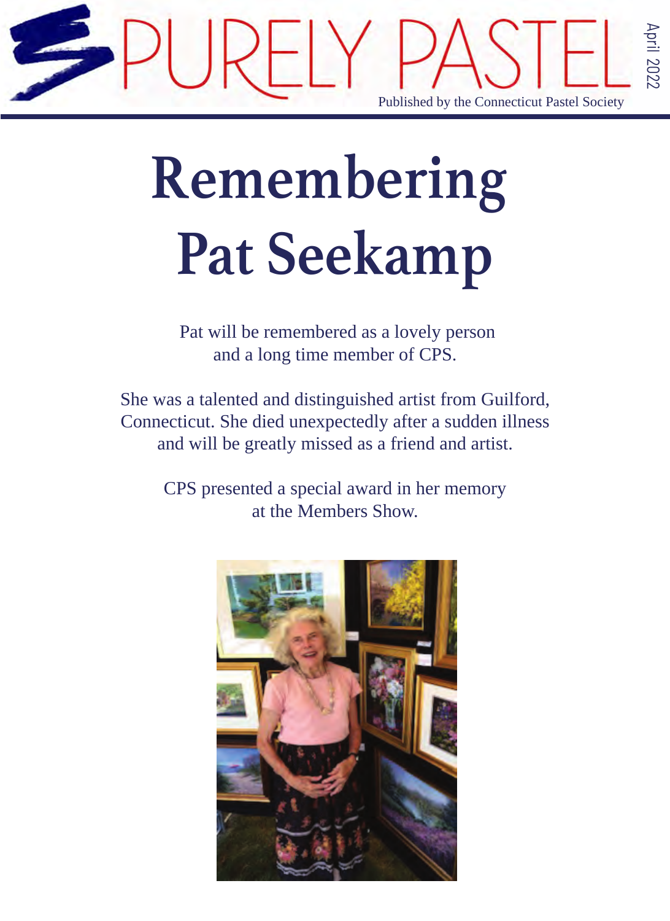# PURELY PASTEL

Published by the Connecticut Pastel Society

April 2022

# Remembering Pat Seekamp

Pat will be remembered as a lovely person and a long time member of CPS.

She was a talented and distinguished artist from Guilford, Connecticut. She died unexpectedly after a sudden illness and will be greatly missed as a friend and artist.

CPS presented a special award in her memory at the Members Show.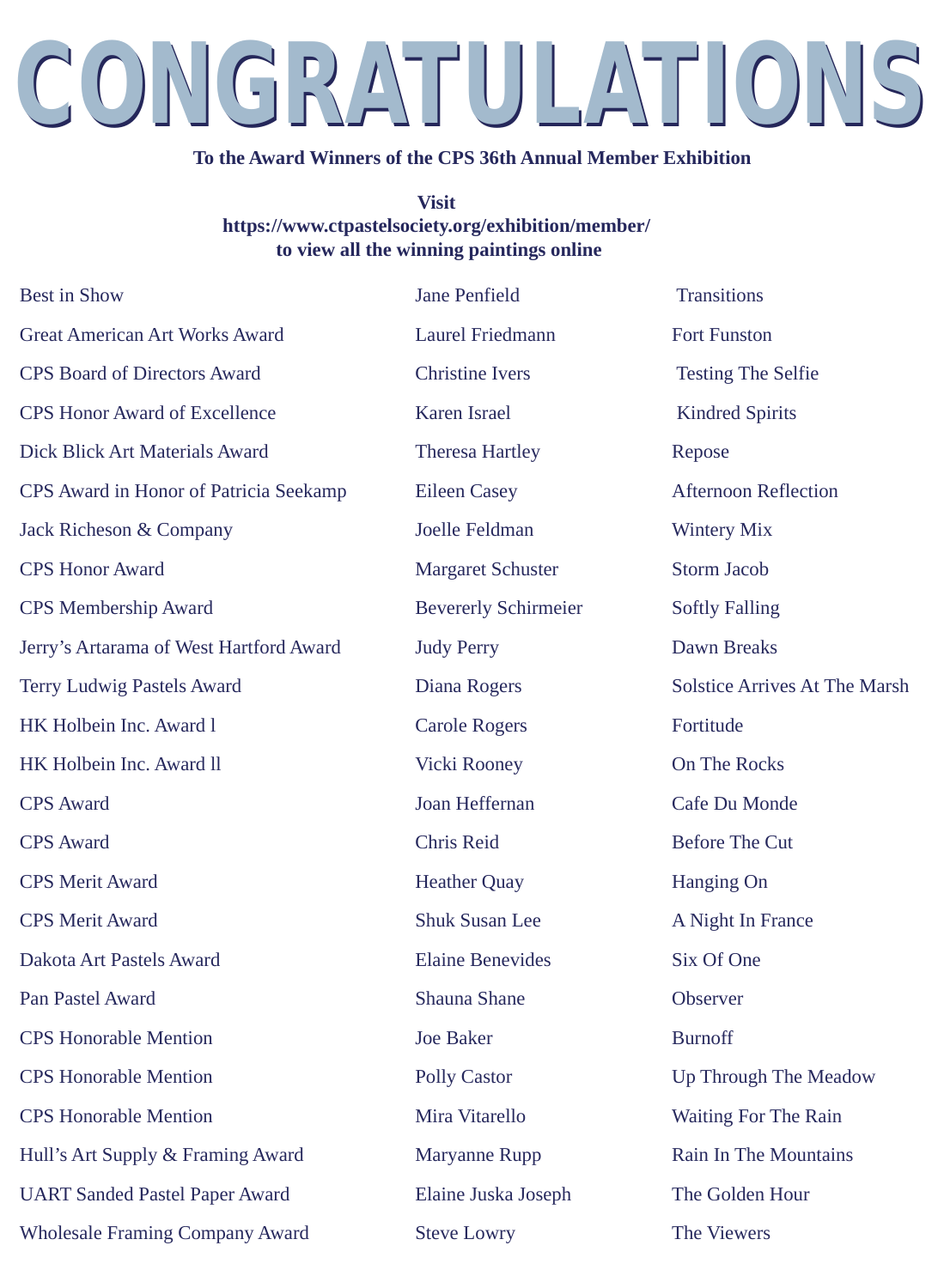# CONGRATULATIONS

**To the Award Winners of the CPS 36th Annual Member Exhibition**

**Visit**
**https://www.ctpastelsociety.org/exhibition/member/**
**to view all the winning paintings online**

| | | |
|---|---|---|
| Best in Show | Jane Penfield | Transitions |
| Great American Art Works Award | Laurel Friedmann | Fort Funston |
| CPS Board of Directors Award | Christine Ivers | Testing The Selfie |
| CPS Honor Award of Excellence | Karen Israel | Kindred Spirits |
| Dick Blick Art Materials Award | Theresa Hartley | Repose |
| CPS Award in Honor of Patricia Seekamp | Eileen Casey | Afternoon Reflection |
| Jack Richeson & Company | Joelle Feldman | Wintery Mix |
| CPS Honor Award | Margaret Schuster | Storm Jacob |
| CPS Membership Award | Bevererly Schirmeier | Softly Falling |
| Jerry's Artarama of West Hartford Award | Judy Perry | Dawn Breaks |
| Terry Ludwig Pastels Award | Diana Rogers | Solstice Arrives At The Marsh |
| HK Holbein Inc. Award l | Carole Rogers | Fortitude |
| HK Holbein Inc. Award ll | Vicki Rooney | On The Rocks |
| CPS Award | Joan Heffernan | Cafe Du Monde |
| CPS Award | Chris Reid | Before The Cut |
| CPS Merit Award | Heather Quay | Hanging On |
| CPS Merit Award | Shuk Susan Lee | A Night In France |
| Dakota Art Pastels Award | Elaine Benevides | Six Of One |
| Pan Pastel Award | Shauna Shane | Observer |
| CPS Honorable Mention | Joe Baker | Burnoff |
| CPS Honorable Mention | Polly Castor | Up Through The Meadow |
| CPS Honorable Mention | Mira Vitarello | Waiting For The Rain |
| Hull's Art Supply & Framing Award | Maryanne Rupp | Rain In The Mountains |
| UART Sanded Pastel Paper Award | Elaine Juska Joseph | The Golden Hour |
| Wholesale Framing Company Award | Steve Lowry | The Viewers |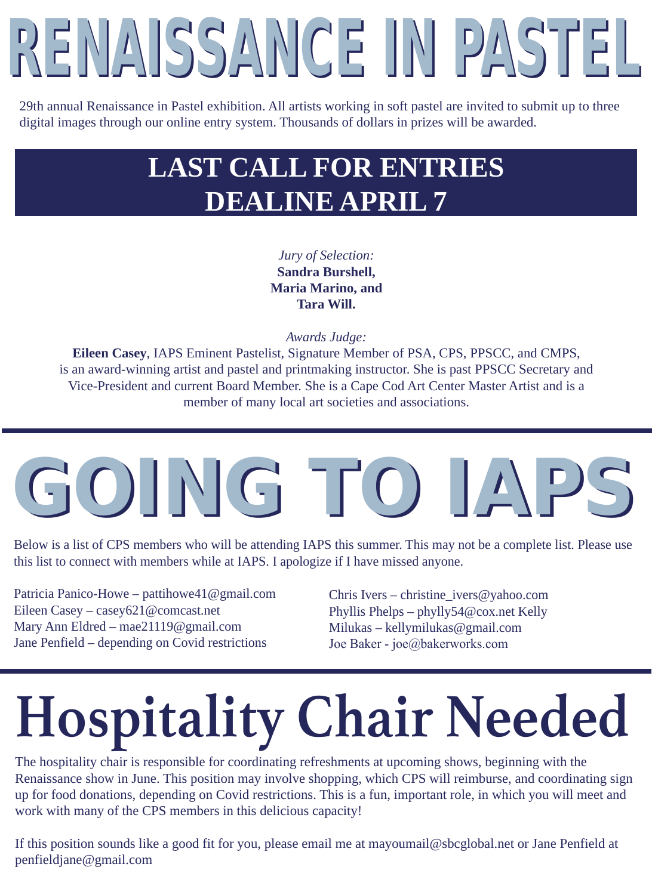# RENAISSANCE IN PASTEL

29th annual Renaissance in Pastel exhibition. All artists working in soft pastel are invited to submit up to three digital images through our online entry system. Thousands of dollars in prizes will be awarded.

## LAST CALL FOR ENTRIES
## DEALINE APRIL 7

*Jury of Selection:*
**Sandra Burshell,**
**Maria Marino, and**
**Tara Will.**

*Awards Judge:*
**Eileen Casey**, IAPS Eminent Pastelist, Signature Member of PSA, CPS, PPSCC, and CMPS, is an award-winning artist and pastel and printmaking instructor. She is past PPSCC Secretary and Vice-President and current Board Member. She is a Cape Cod Art Center Master Artist and is a member of many local art societies and associations.

# GOING TO IAPS

Below is a list of CPS members who will be attending IAPS this summer. This may not be a complete list. Please use this list to connect with members while at IAPS. I apologize if I have missed anyone.

Patricia Panico-Howe – pattihowe41@gmail.com
Eileen Casey – casey621@comcast.net
Mary Ann Eldred – mae21119@gmail.com
Jane Penfield – depending on Covid restrictions

Chris Ivers – christine_ivers@yahoo.com
Phyllis Phelps – phylly54@cox.net Kelly
Milukas – kellymilukas@gmail.com
Joe Baker - joe@bakerworks.com

# Hospitality Chair Needed

The hospitality chair is responsible for coordinating refreshments at upcoming shows, beginning with the Renaissance show in June. This position may involve shopping, which CPS will reimburse, and coordinating sign up for food donations, depending on Covid restrictions. This is a fun, important role, in which you will meet and work with many of the CPS members in this delicious capacity!

If this position sounds like a good fit for you, please email me at mayoumail@sbcglobal.net or Jane Penfield at penfieldjane@gmail.com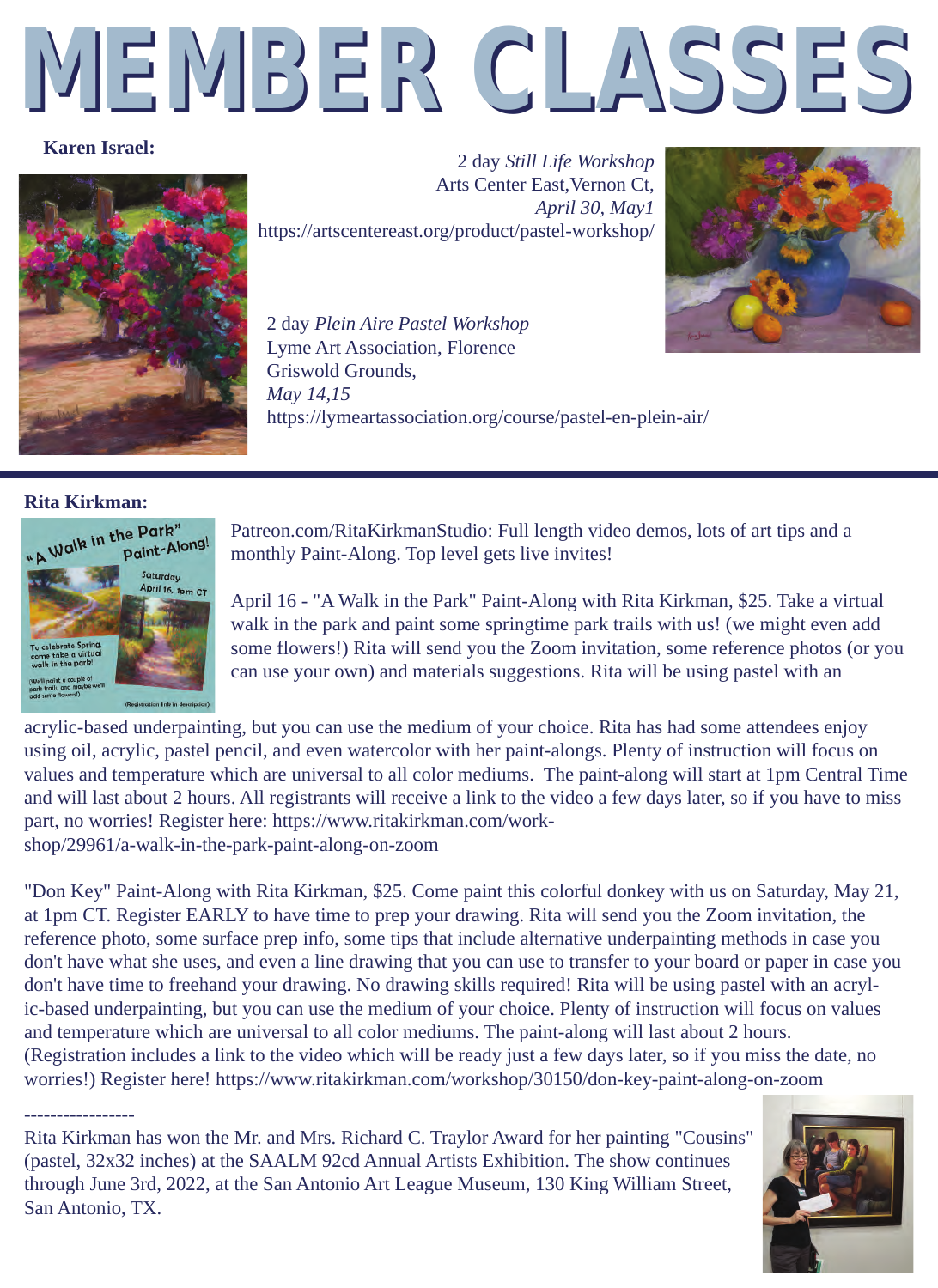# MEMBER CLASSES

**Karen Israel:**

2 day *Still Life Workshop*
Arts Center East, Vernon Ct,
*April 30, May1*
https://artscentereast.org/product/pastel-workshop/

2 day *Plein Aire Pastel Workshop*
Lyme Art Association, Florence Griswold Grounds,
*May 14,15*
https://lymeartassociation.org/course/pastel-en-plein-air/

---

**Rita Kirkman:**

Patreon.com/RitaKirkmanStudio: Full length video demos, lots of art tips and a monthly Paint-Along. Top level gets live invites!

April 16 - "A Walk in the Park" Paint-Along with Rita Kirkman, $25. Take a virtual walk in the park and paint some springtime park trails with us! (we might even add some flowers!) Rita will send you the Zoom invitation, some reference photos (or you can use your own) and materials suggestions. Rita will be using pastel with an acrylic-based underpainting, but you can use the medium of your choice. Rita has had some attendees enjoy using oil, acrylic, pastel pencil, and even watercolor with her paint-alongs. Plenty of instruction will focus on values and temperature which are universal to all color mediums. The paint-along will start at 1pm Central Time and will last about 2 hours. All registrants will receive a link to the video a few days later, so if you have to miss part, no worries! Register here: https://www.ritakirkman.com/workshop/29961/a-walk-in-the-park-paint-along-on-zoom

"Don Key" Paint-Along with Rita Kirkman, $25. Come paint this colorful donkey with us on Saturday, May 21, at 1pm CT. Register EARLY to have time to prep your drawing. Rita will send you the Zoom invitation, the reference photo, some surface prep info, some tips that include alternative underpainting methods in case you don't have what she uses, and even a line drawing that you can use to transfer to your board or paper in case you don't have time to freehand your drawing. No drawing skills required! Rita will be using pastel with an acrylic-based underpainting, but you can use the medium of your choice. Plenty of instruction will focus on values and temperature which are universal to all color mediums. The paint-along will last about 2 hours. (Registration includes a link to the video which will be ready just a few days later, so if you miss the date, no worries!) Register here! https://www.ritakirkman.com/workshop/30150/don-key-paint-along-on-zoom

-----------------

Rita Kirkman has won the Mr. and Mrs. Richard C. Traylor Award for her painting "Cousins" (pastel, 32x32 inches) at the SAALM 92cd Annual Artists Exhibition. The show continues through June 3rd, 2022, at the San Antonio Art League Museum, 130 King William Street, San Antonio, TX.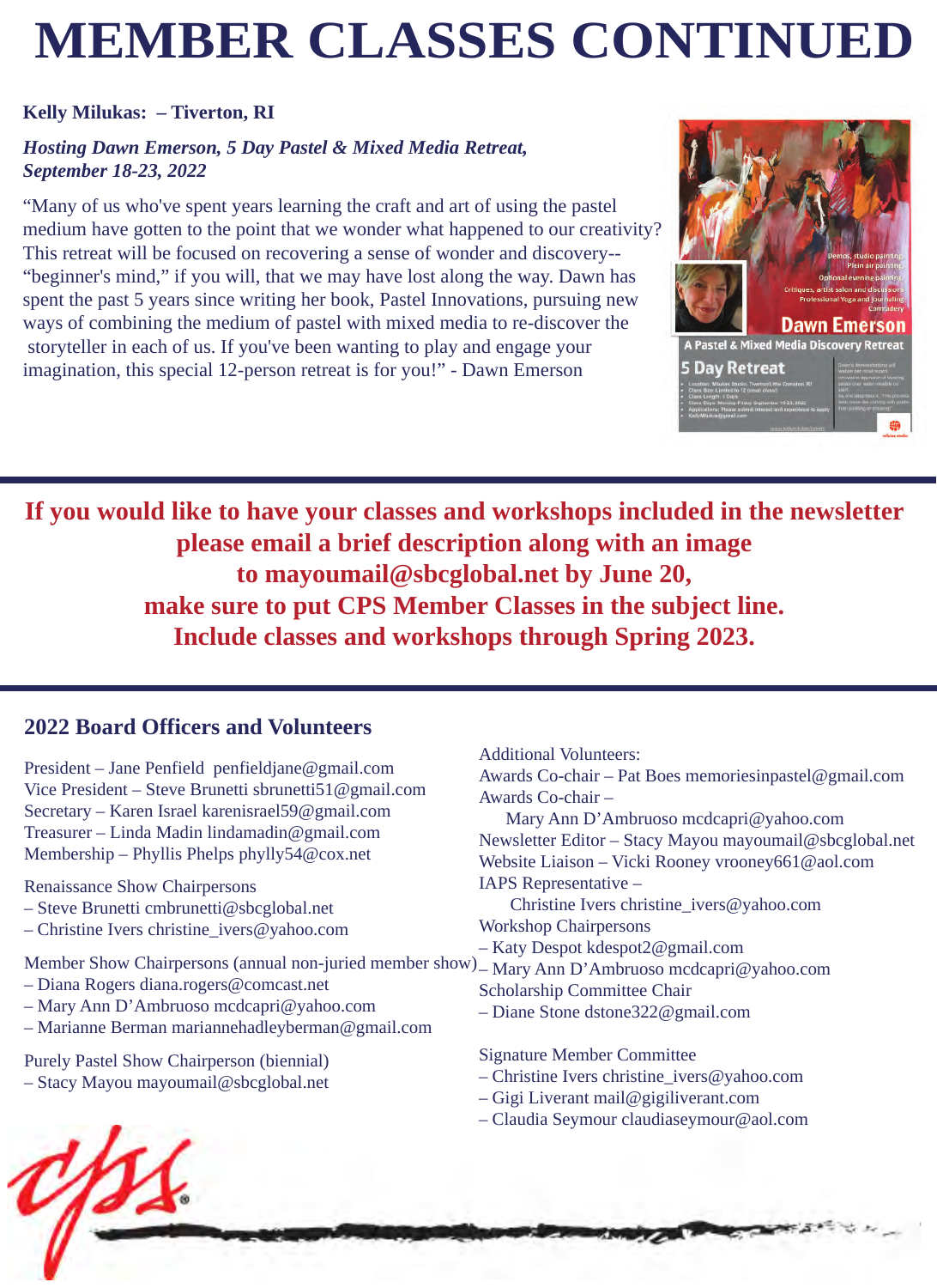# MEMBER CLASSES CONTINUED

**Kelly Milukas: – Tiverton, RI**

***Hosting Dawn Emerson, 5 Day Pastel & Mixed Media Retreat, September 18-23, 2022***

"Many of us who've spent years learning the craft and art of using the pastel medium have gotten to the point that we wonder what happened to our creativity? This retreat will be focused on recovering a sense of wonder and discovery--"beginner's mind," if you will, that we may have lost along the way. Dawn has spent the past 5 years since writing her book, Pastel Innovations, pursuing new ways of combining the medium of pastel with mixed media to re-discover the storyteller in each of us. If you've been wanting to play and engage your imagination, this special 12-person retreat is for you!" - Dawn Emerson

**If you would like to have your classes and workshops included in the newsletter please email a brief description along with an image to mayoumail@sbcglobal.net by June 20, make sure to put CPS Member Classes in the subject line. Include classes and workshops through Spring 2023.**

## 2022 Board Officers and Volunteers

President – Jane Penfield penfieldjane@gmail.com
Vice President – Steve Brunetti sbrunetti51@gmail.com
Secretary – Karen Israel karenisrael59@gmail.com
Treasurer – Linda Madin lindamadin@gmail.com
Membership – Phyllis Phelps phylly54@cox.net

Renaissance Show Chairpersons
– Steve Brunetti cmbrunetti@sbcglobal.net
– Christine Ivers christine_ivers@yahoo.com

Member Show Chairpersons (annual non-juried member show)
– Diana Rogers diana.rogers@comcast.net
– Mary Ann D'Ambruoso mcdcapri@yahoo.com
– Marianne Berman mariannehadleyberman@gmail.com

Purely Pastel Show Chairperson (biennial)
– Stacy Mayou mayoumail@sbcglobal.net

Additional Volunteers:
Awards Co-chair – Pat Boes memoriesinpastel@gmail.com
Awards Co-chair –
Mary Ann D'Ambruoso mcdcapri@yahoo.com
Newsletter Editor – Stacy Mayou mayoumail@sbcglobal.net
Website Liaison – Vicki Rooney vrooney661@aol.com
IAPS Representative –
Christine Ivers christine_ivers@yahoo.com
Workshop Chairpersons
– Katy Despot kdespot2@gmail.com
– Mary Ann D'Ambruoso mcdcapri@yahoo.com
Scholarship Committee Chair
– Diane Stone dstone322@gmail.com

Signature Member Committee
– Christine Ivers christine_ivers@yahoo.com
– Gigi Liverant mail@gigiliverant.com
– Claudia Seymour claudiaseymour@aol.com